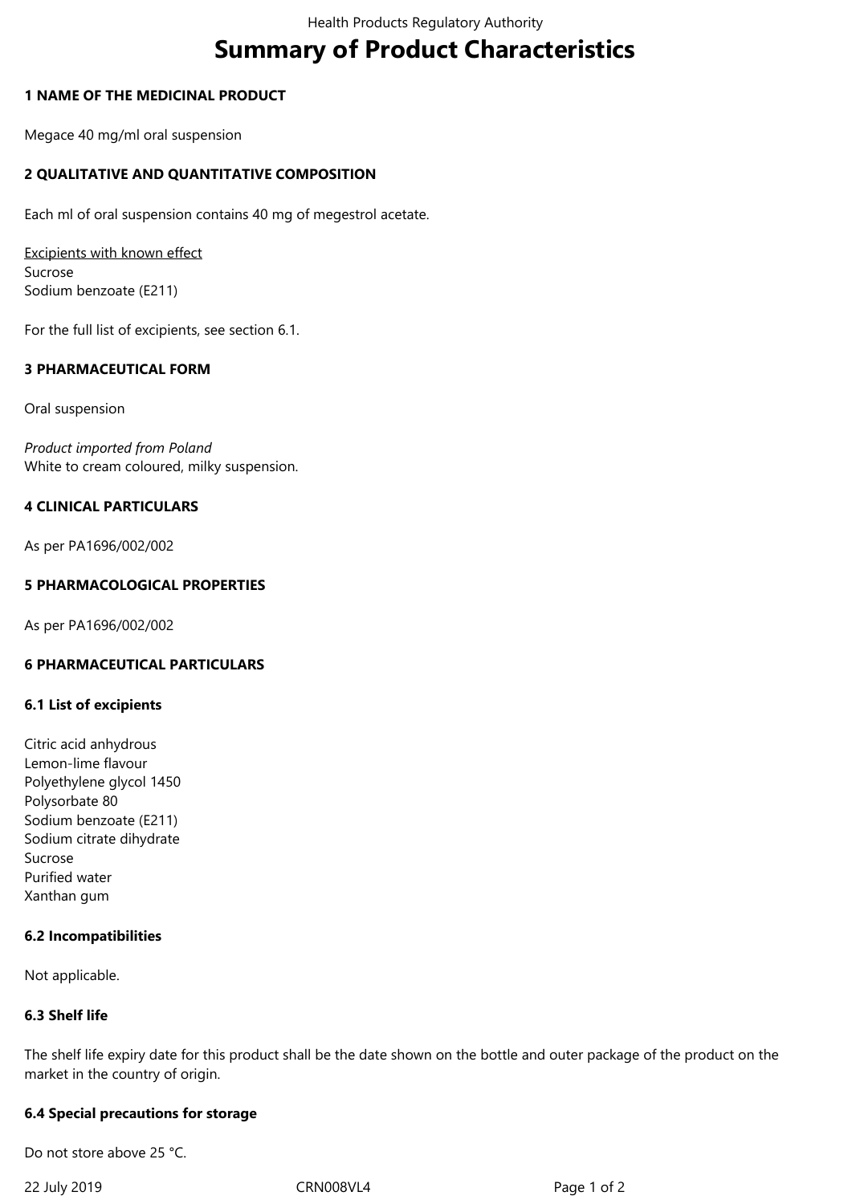# Summary of Product Characteristics

## 1 NAME OF THE MEDICINAL PRODUCT

Megace 40 mg/ml oral suspension

## 2 QUALITATIVE AND QUANTITATIVE COMPOSITION

Each ml of oral suspension contains 40 mg of megestrol acetate.

Excipients with known effect
Sucrose
Sodium benzoate (E211)

For the full list of excipients, see section 6.1.

## 3 PHARMACEUTICAL FORM

Oral suspension

*Product imported from Poland*
White to cream coloured, milky suspension.

## 4 CLINICAL PARTICULARS

As per PA1696/002/002

## 5 PHARMACOLOGICAL PROPERTIES

As per PA1696/002/002

## 6 PHARMACEUTICAL PARTICULARS

### 6.1 List of excipients

Citric acid anhydrous
Lemon-lime flavour
Polyethylene glycol 1450
Polysorbate 80
Sodium benzoate (E211)
Sodium citrate dihydrate
Sucrose
Purified water
Xanthan gum

### 6.2 Incompatibilities

Not applicable.

### 6.3 Shelf life

The shelf life expiry date for this product shall be the date shown on the bottle and outer package of the product on the market in the country of origin.

### 6.4 Special precautions for storage

Do not store above 25 °C.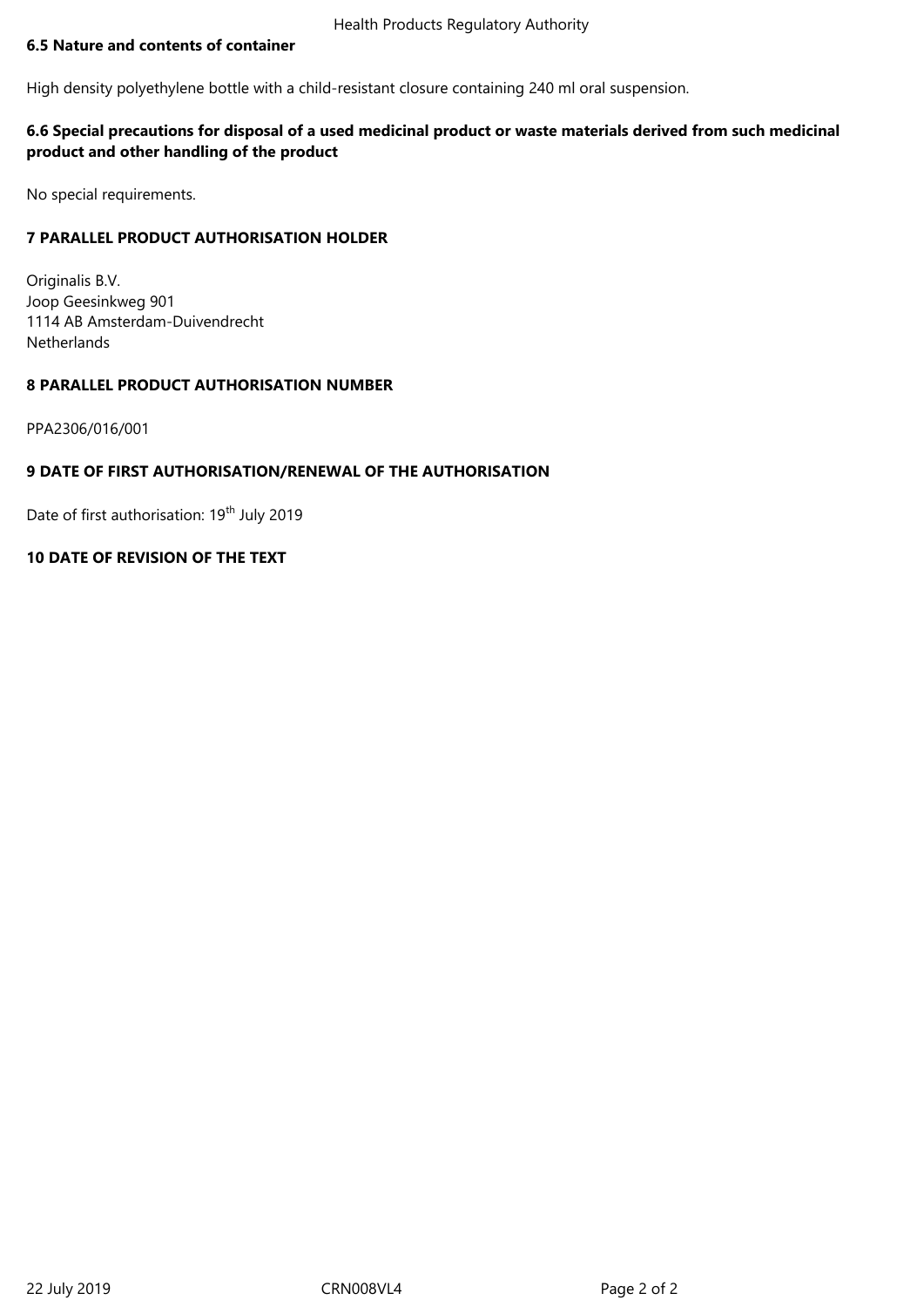**6.5 Nature and contents of container**

High density polyethylene bottle with a child-resistant closure containing 240 ml oral suspension.

**6.6 Special precautions for disposal of a used medicinal product or waste materials derived from such medicinal product and other handling of the product**

No special requirements.

## 7 PARALLEL PRODUCT AUTHORISATION HOLDER

Originalis B.V.
Joop Geesinkweg 901
1114 AB Amsterdam-Duivendrecht
Netherlands

## 8 PARALLEL PRODUCT AUTHORISATION NUMBER

PPA2306/016/001

## 9 DATE OF FIRST AUTHORISATION/RENEWAL OF THE AUTHORISATION

Date of first authorisation: 19th July 2019

## 10 DATE OF REVISION OF THE TEXT